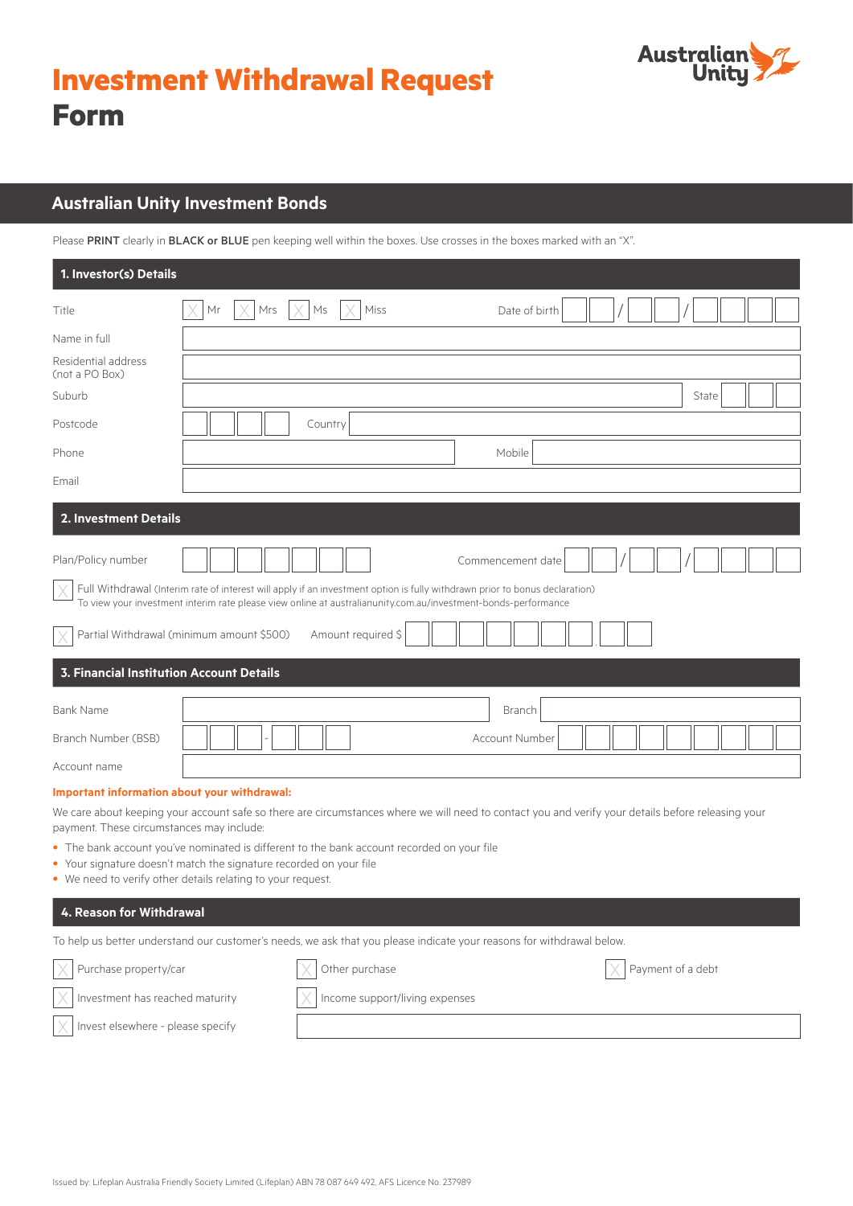# Investment Withdrawal Request Form

Australian Unity

## Australian Unity Investment Bonds

Please **PRINT** clearly in **BLACK or BLUE** pen keeping well within the boxes. Use crosses in the boxes marked with an "X".

### 1. Investor(s) Details

Title ☐ Mr ☐ Mrs ☐ Ms ☐ Miss Date of birth ☐☐ / ☐☐ / ☐☐☐☐

Name in full

Residential address (not a PO Box)

Suburb State

Postcode Country

Phone Mobile

Email

### 2. Investment Details

Plan/Policy number Commencement date ☐☐ / ☐☐ / ☐☐☐☐

☐ Full Withdrawal (Interim rate of interest will apply if an investment option is fully withdrawn prior to bonus declaration)
To view your investment interim rate please view online at australianunity.com.au/investment-bonds-performance

☐ Partial Withdrawal (minimum amount $500) Amount required $

### 3. Financial Institution Account Details

Bank Name Branch

Branch Number (BSB) ☐☐☐ - ☐☐☐ Account Number

Account name

**Important information about your withdrawal:**

We care about keeping your account safe so there are circumstances where we will need to contact you and verify your details before releasing your payment. These circumstances may include:

- The bank account you've nominated is different to the bank account recorded on your file
- Your signature doesn't match the signature recorded on your file
- We need to verify other details relating to your request.

### 4. Reason for Withdrawal

To help us better understand our customer's needs, we ask that you please indicate your reasons for withdrawal below.

☐ Purchase property/car ☐ Other purchase ☐ Payment of a debt

☐ Investment has reached maturity ☐ Income support/living expenses

☐ Invest elsewhere - please specify

Issued by: Lifeplan Australia Friendly Society Limited (Lifeplan) ABN 78 087 649 492, AFS Licence No. 237989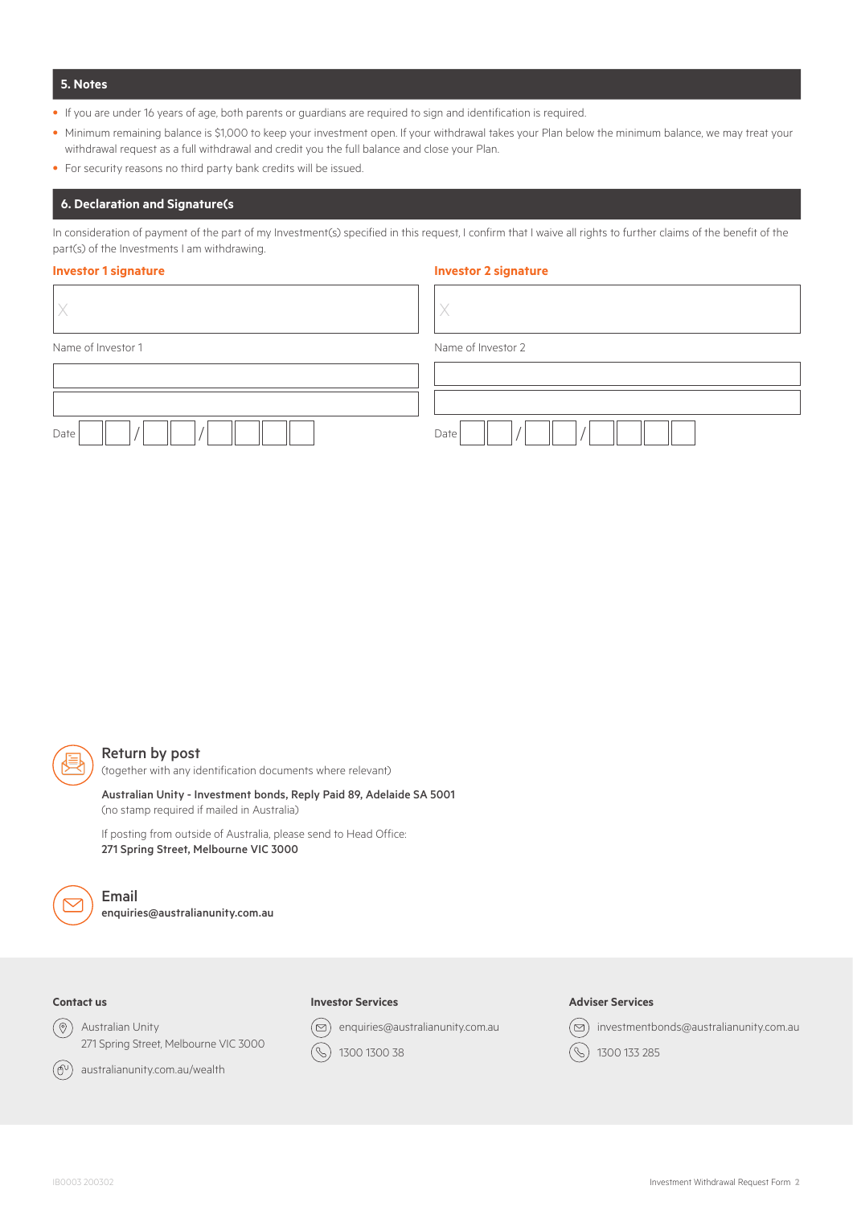## 5. Notes

- If you are under 16 years of age, both parents or guardians are required to sign and identification is required.
- Minimum remaining balance is $1,000 to keep your investment open. If your withdrawal takes your Plan below the minimum balance, we may treat your withdrawal request as a full withdrawal and credit you the full balance and close your Plan.
- For security reasons no third party bank credits will be issued.

## 6. Declaration and Signature(s

In consideration of payment of the part of my Investment(s) specified in this request, I confirm that I waive all rights to further claims of the benefit of the part(s) of the Investments I am withdrawing.

**Investor 1 signature**

X

Name of Investor 1

Date ☐☐ / ☐☐ / ☐☐☐☐

**Investor 2 signature**

X

Name of Investor 2

Date ☐☐ / ☐☐ / ☐☐☐☐

### Return by post

(together with any identification documents where relevant)

**Australian Unity - Investment bonds, Reply Paid 89, Adelaide SA 5001**
(no stamp required if mailed in Australia)

If posting from outside of Australia, please send to Head Office:
**271 Spring Street, Melbourne VIC 3000**

### Email

**enquiries@australianunity.com.au**

**Contact us**

Australian Unity
271 Spring Street, Melbourne VIC 3000

australianunity.com.au/wealth

**Investor Services**

enquiries@australianunity.com.au

1300 1300 38

**Adviser Services**

investmentbonds@australianunity.com.au

1300 133 285

IB0003 200302